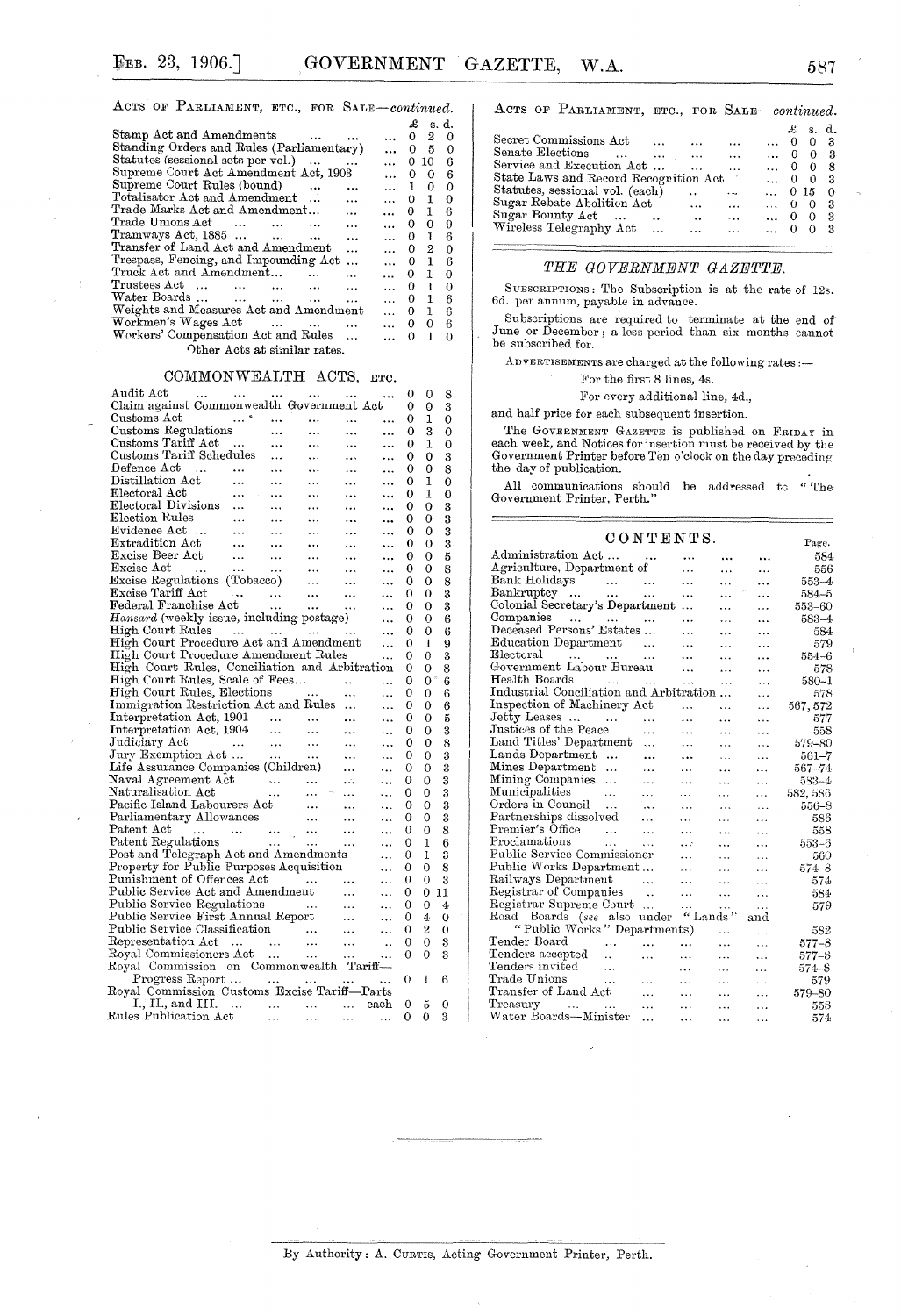## Acts of Parliament, etc., for Sale—*continued.*

| | £ | s. | d. |
|---|---|---|---|
| Stamp Act and Amendments | 0 | 2 | 0 |
| Standing Orders and Rules (Parliamentary) | 0 | 5 | 0 |
| Statutes (sessional sets per vol.) | 0 | 10 | 6 |
| Supreme Court Act Amendment Act, 1903 | 0 | 0 | 6 |
| Supreme Court Rules (bound) | 1 | 0 | 0 |
| Totalisator Act and Amendment | 0 | 1 | 0 |
| Trade Marks Act and Amendment | 0 | 1 | 6 |
| Trade Unions Act | 0 | 0 | 9 |
| Tramways Act, 1885 | 0 | 1 | 6 |
| Transfer of Land Act and Amendment | 0 | 2 | 0 |
| Trespass, Fencing, and Impounding Act | 0 | 1 | 6 |
| Truck Act and Amendment | 0 | 1 | 0 |
| Trustees Act | 0 | 1 | 0 |
| Water Boards | 0 | 1 | 6 |
| Weights and Measures Act and Amendment | 0 | 1 | 6 |
| Workmen's Wages Act | 0 | 0 | 6 |
| Workers' Compensation Act and Rules | 0 | 1 | 0 |

Other Acts at similar rates.

## COMMONWEALTH ACTS, etc.

| | £ | s. | d. |
|---|---|---|---|
| Audit Act | 0 | 0 | 8 |
| Claim against Commonwealth Government Act | 0 | 0 | 3 |
| Customs Act | 0 | 1 | 0 |
| Customs Regulations | 0 | 3 | 0 |
| Customs Tariff Act | 0 | 1 | 0 |
| Customs Tariff Schedules | 0 | 0 | 3 |
| Defence Act | 0 | 0 | 8 |
| Distillation Act | 0 | 1 | 0 |
| Electoral Act | 0 | 1 | 0 |
| Electoral Divisions | 0 | 0 | 3 |
| Election Rules | 0 | 0 | 3 |
| Evidence Act | 0 | 0 | 3 |
| Extradition Act | 0 | 0 | 3 |
| Excise Beer Act | 0 | 0 | 5 |
| Excise Act | 0 | 0 | 8 |
| Excise Regulations (Tobacco) | 0 | 0 | 8 |
| Excise Tariff Act | 0 | 0 | 3 |
| Federal Franchise Act | 0 | 0 | 3 |
| *Hansard* (weekly issue, including postage) | 0 | 0 | 6 |
| High Court Rules | 0 | 0 | 6 |
| High Court Procedure Act and Amendment | 0 | 1 | 9 |
| High Court Procedure Amendment Rules | 0 | 0 | 3 |
| High Court Rules, Conciliation and Arbitration | 0 | 0 | 8 |
| High Court Rules, Scale of Fees | 0 | 0 | 6 |
| High Court Rules, Elections | 0 | 0 | 6 |
| Immigration Restriction Act and Rules | 0 | 0 | 6 |
| Interpretation Act, 1901 | 0 | 0 | 5 |
| Interpretation Act, 1904 | 0 | 0 | 3 |
| Judiciary Act | 0 | 0 | 8 |
| Jury Exemption Act | 0 | 0 | 3 |
| Life Assurance Companies (Children) | 0 | 0 | 3 |
| Naval Agreement Act | 0 | 0 | 3 |
| Naturalisation Act | 0 | 0 | 3 |
| Pacific Island Labourers Act | 0 | 0 | 3 |
| Parliamentary Allowances | 0 | 0 | 3 |
| Patent Act | 0 | 0 | 8 |
| Patent Regulations | 0 | 1 | 6 |
| Post and Telegraph Act and Amendments | 0 | 1 | 3 |
| Property for Public Purposes Acquisition | 0 | 0 | 8 |
| Punishment of Offences Act | 0 | 0 | 3 |
| Public Service Act and Amendment | 0 | 0 | 11 |
| Public Service Regulations | 0 | 0 | 4 |
| Public Service First Annual Report | 0 | 4 | 0 |
| Public Service Classification | 0 | 2 | 0 |
| Representation Act | 0 | 0 | 3 |
| Royal Commissioners Act | 0 | 0 | 3 |
| Royal Commission on Commonwealth Tariff—Progress Report | 0 | 1 | 6 |
| Royal Commission Customs Excise Tariff—Parts I., II., and III. ... each | 0 | 5 | 0 |
| Rules Publication Act | 0 | 0 | 3 |

## Acts of Parliament, etc., for Sale—*continued.*

| | £ | s. | d. |
|---|---|---|---|
| Secret Commissions Act | 0 | 0 | 3 |
| Senate Elections | 0 | 0 | 3 |
| Service and Execution Act | 0 | 0 | 8 |
| State Laws and Record Recognition Act | 0 | 0 | 3 |
| Statutes, sessional vol. (each) | 0 | 15 | 0 |
| Sugar Rebate Abolition Act | 0 | 0 | 3 |
| Sugar Bounty Act | 0 | 0 | 3 |
| Wireless Telegraphy Act | 0 | 0 | 3 |

## *THE GOVERNMENT GAZETTE.*

Subscriptions: The Subscription is at the rate of 12s. 6d. per annum, payable in advance.

Subscriptions are required to terminate at the end of June or December; a less period than six months cannot be subscribed for.

Advertisements are charged at the following rates:—

For the first 8 lines, 4s.

For every additional line, 4d.,

and half price for each subsequent insertion.

The Government Gazette is published on Friday in each week, and Notices for insertion must be received by the Government Printer before Ten o'clock on the day preceding the day of publication.

All communications should be addressed to "The Government Printer, Perth."

## CONTENTS.

| | Page. |
|---|---|
| Administration Act | 584 |
| Agriculture, Department of | 556 |
| Bank Holidays | 553–4 |
| Bankruptcy | 584–5 |
| Colonial Secretary's Department | 553–60 |
| Companies | 583–4 |
| Deceased Persons' Estates | 584 |
| Education Department | 579 |
| Electoral | 554–6 |
| Government Labour Bureau | 578 |
| Health Boards | 580–1 |
| Industrial Conciliation and Arbitration | 578 |
| Inspection of Machinery Act | 567, 572 |
| Jetty Leases | 577 |
| Justices of the Peace | 558 |
| Land Titles' Department | 579–80 |
| Lands Department | 561–7 |
| Mines Department | 567–74 |
| Mining Companies | 583–4 |
| Municipalities | 582, 586 |
| Orders in Council | 556–8 |
| Partnerships dissolved | 586 |
| Premier's Office | 558 |
| Proclamations | 553–6 |
| Public Service Commissioner | 560 |
| Public Works Department | 574–8 |
| Railways Department | 574 |
| Registrar of Companies | 584 |
| Registrar Supreme Court | 579 |
| Road Boards (*see* also under "Lands" and "Public Works" Departments) | 582 |
| Tender Board | 577–8 |
| Tenders accepted | 577–8 |
| Tenders invited | 574–8 |
| Trade Unions | 579 |
| Transfer of Land Act | 579–80 |
| Treasury | 558 |
| Water Boards—Minister | 574 |

By Authority: A. Curtis, Acting Government Printer, Perth.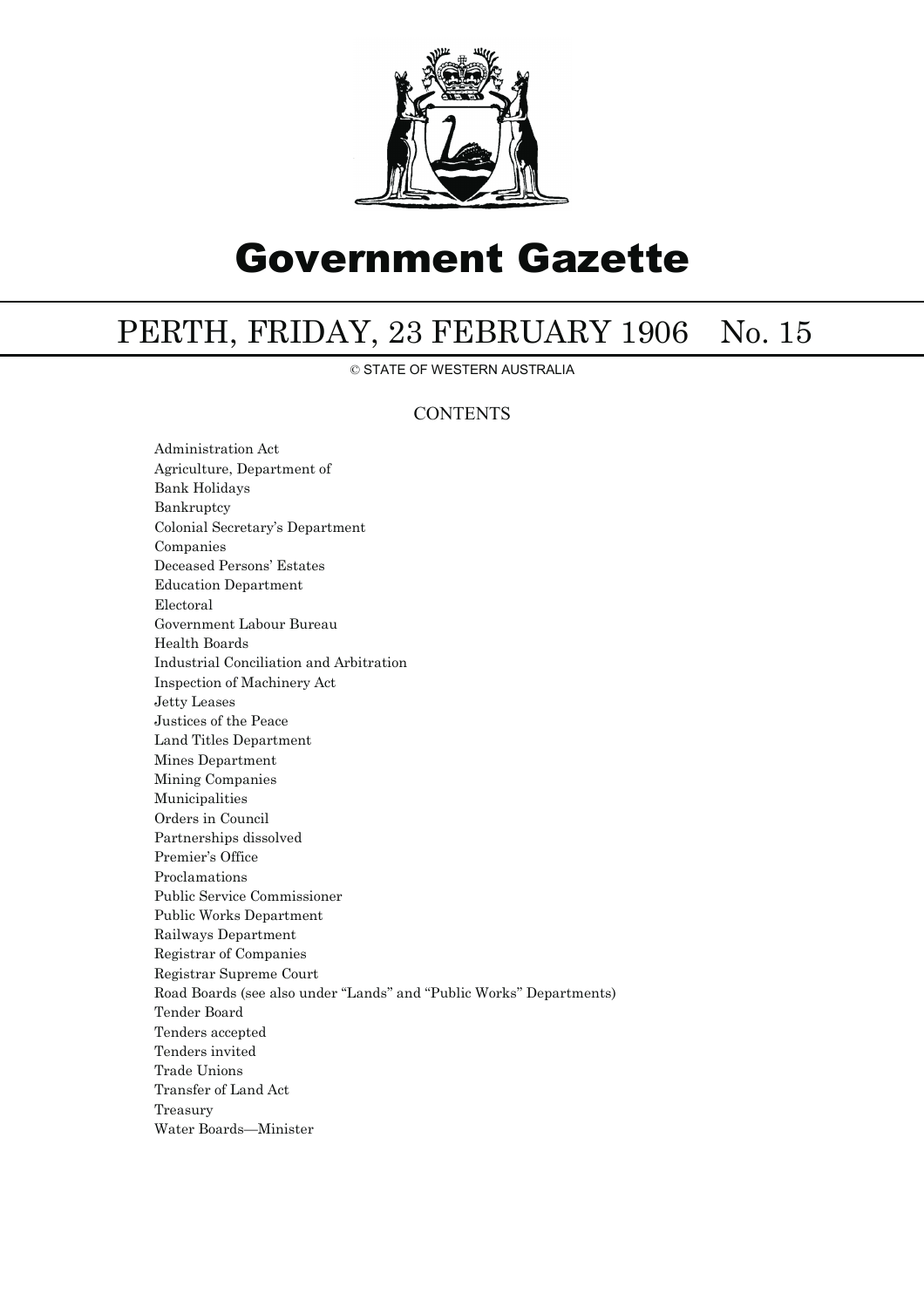# Government Gazette

## PERTH, FRIDAY, 23 FEBRUARY 1906 No. 15

© STATE OF WESTERN AUSTRALIA

### CONTENTS

Administration Act
Agriculture, Department of
Bank Holidays
Bankruptcy
Colonial Secretary's Department
Companies
Deceased Persons' Estates
Education Department
Electoral
Government Labour Bureau
Health Boards
Industrial Conciliation and Arbitration
Inspection of Machinery Act
Jetty Leases
Justices of the Peace
Land Titles Department
Mines Department
Mining Companies
Municipalities
Orders in Council
Partnerships dissolved
Premier's Office
Proclamations
Public Service Commissioner
Public Works Department
Railways Department
Registrar of Companies
Registrar Supreme Court
Road Boards (see also under "Lands" and "Public Works" Departments)
Tender Board
Tenders accepted
Tenders invited
Trade Unions
Transfer of Land Act
Treasury
Water Boards—Minister